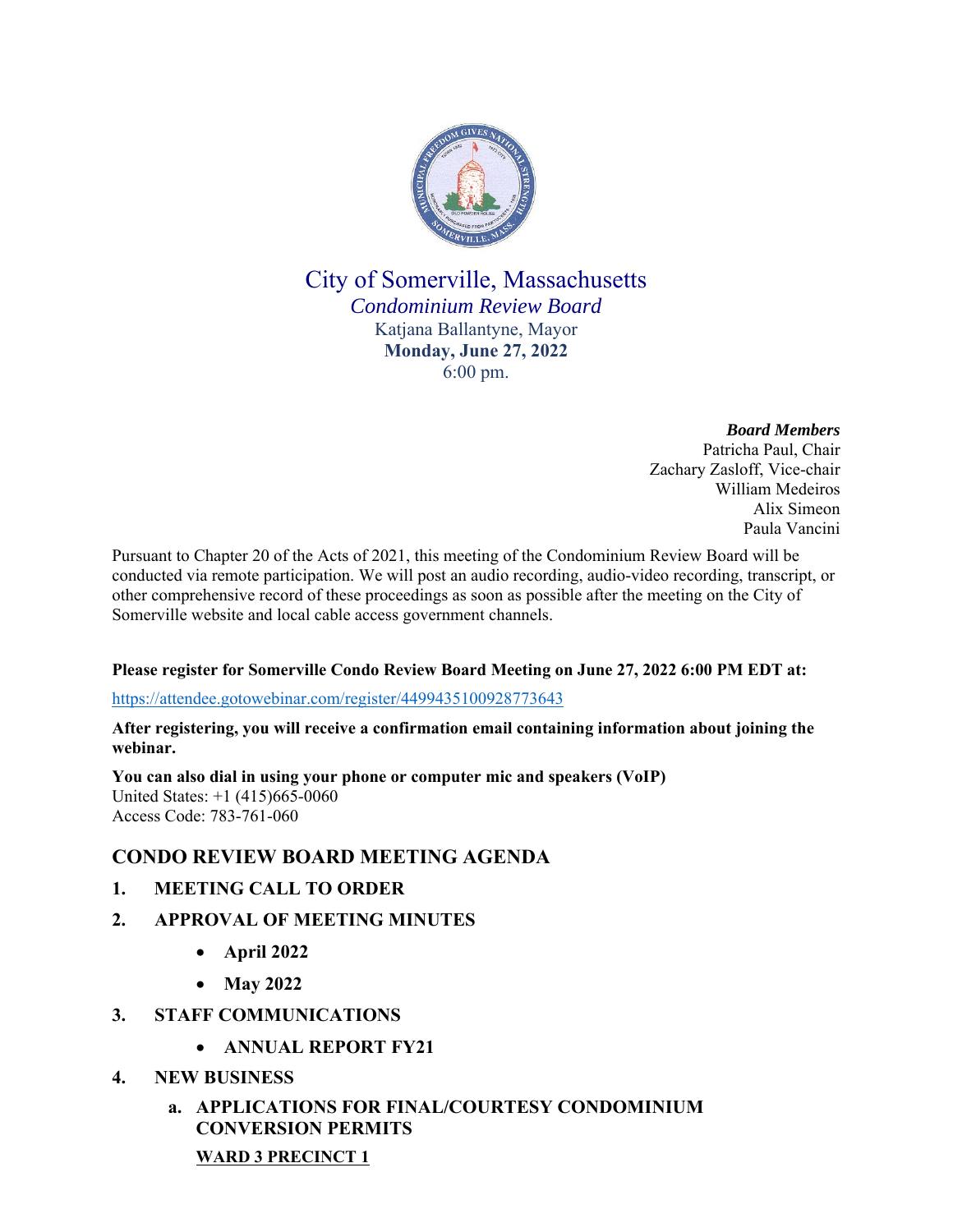# City of Somerville, Massachusetts

*Condominium Review Board*

Katjana Ballantyne, Mayor

**Monday, June 27, 2022**

6:00 pm.

***Board Members***
Patricha Paul, Chair
Zachary Zasloff, Vice-chair
William Medeiros
Alix Simeon
Paula Vancini

Pursuant to Chapter 20 of the Acts of 2021, this meeting of the Condominium Review Board will be conducted via remote participation. We will post an audio recording, audio-video recording, transcript, or other comprehensive record of these proceedings as soon as possible after the meeting on the City of Somerville website and local cable access government channels.

**Please register for Somerville Condo Review Board Meeting on June 27, 2022 6:00 PM EDT at:**

https://attendee.gotowebinar.com/register/4499435100928773643

**After registering, you will receive a confirmation email containing information about joining the webinar.**

**You can also dial in using your phone or computer mic and speakers (VoIP)**
United States: +1 (415)665-0060
Access Code: 783-761-060

## CONDO REVIEW BOARD MEETING AGENDA

1. **MEETING CALL TO ORDER**
2. **APPROVAL OF MEETING MINUTES**
   - **April 2022**
   - **May 2022**
3. **STAFF COMMUNICATIONS**
   - **ANNUAL REPORT FY21**
4. **NEW BUSINESS**
   a. **APPLICATIONS FOR FINAL/COURTESY CONDOMINIUM CONVERSION PERMITS**

      **WARD 3 PRECINCT 1**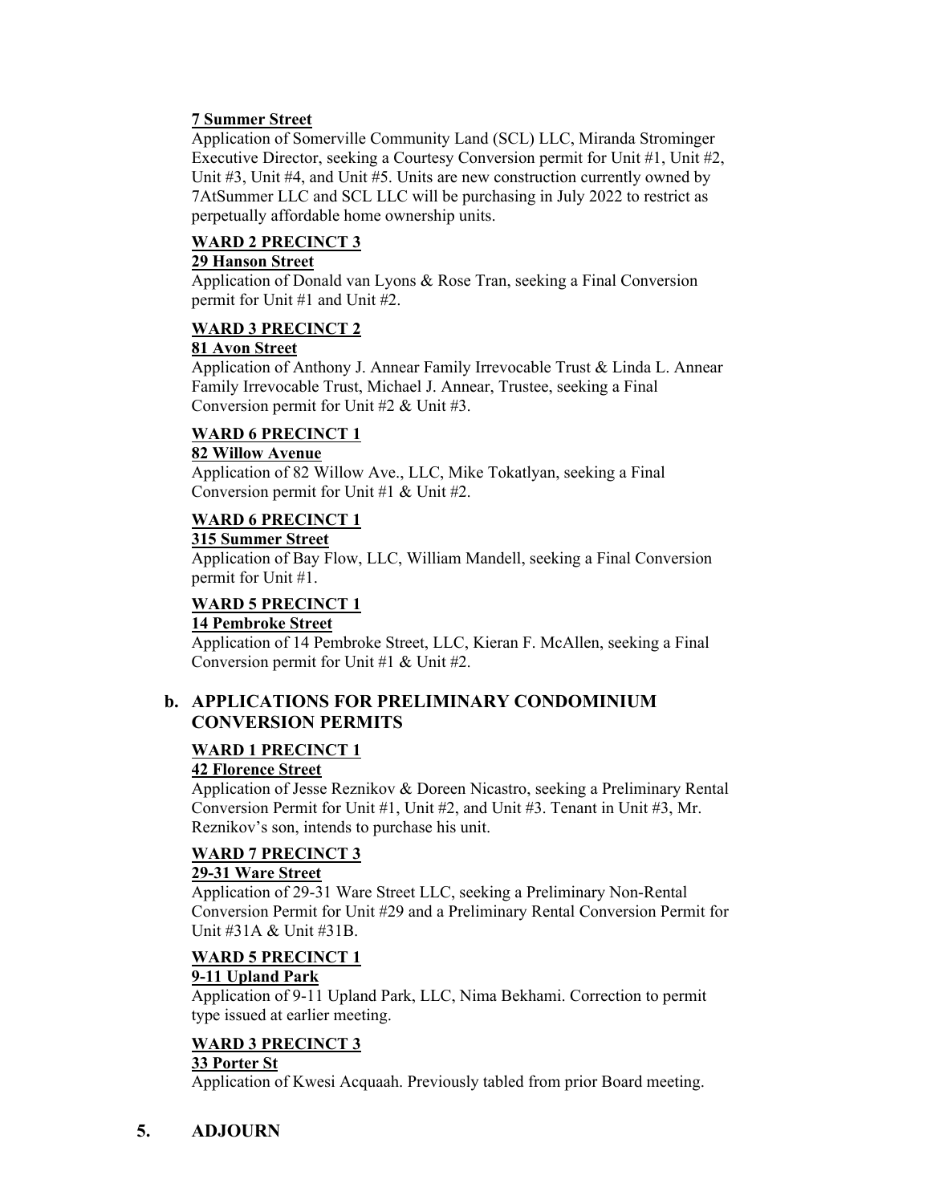**7 Summer Street**

Application of Somerville Community Land (SCL) LLC, Miranda Strominger Executive Director, seeking a Courtesy Conversion permit for Unit #1, Unit #2, Unit #3, Unit #4, and Unit #5. Units are new construction currently owned by 7AtSummer LLC and SCL LLC will be purchasing in July 2022 to restrict as perpetually affordable home ownership units.

**WARD 2 PRECINCT 3**

**29 Hanson Street**

Application of Donald van Lyons & Rose Tran, seeking a Final Conversion permit for Unit #1 and Unit #2.

**WARD 3 PRECINCT 2**

**81 Avon Street**

Application of Anthony J. Annear Family Irrevocable Trust & Linda L. Annear Family Irrevocable Trust, Michael J. Annear, Trustee, seeking a Final Conversion permit for Unit #2 & Unit #3.

**WARD 6 PRECINCT 1**

**82 Willow Avenue**

Application of 82 Willow Ave., LLC, Mike Tokatlyan, seeking a Final Conversion permit for Unit #1 & Unit #2.

**WARD 6 PRECINCT 1**

**315 Summer Street**

Application of Bay Flow, LLC, William Mandell, seeking a Final Conversion permit for Unit #1.

**WARD 5 PRECINCT 1**

**14 Pembroke Street**

Application of 14 Pembroke Street, LLC, Kieran F. McAllen, seeking a Final Conversion permit for Unit #1 & Unit #2.

## b. APPLICATIONS FOR PRELIMINARY CONDOMINIUM CONVERSION PERMITS

**WARD 1 PRECINCT 1**

**42 Florence Street**

Application of Jesse Reznikov & Doreen Nicastro, seeking a Preliminary Rental Conversion Permit for Unit #1, Unit #2, and Unit #3. Tenant in Unit #3, Mr. Reznikov's son, intends to purchase his unit.

**WARD 7 PRECINCT 3**

**29-31 Ware Street**

Application of 29-31 Ware Street LLC, seeking a Preliminary Non-Rental Conversion Permit for Unit #29 and a Preliminary Rental Conversion Permit for Unit #31A & Unit #31B.

**WARD 5 PRECINCT 1**

**9-11 Upland Park**

Application of 9-11 Upland Park, LLC, Nima Bekhami. Correction to permit type issued at earlier meeting.

**WARD 3 PRECINCT 3**

**33 Porter St**

Application of Kwesi Acquaah. Previously tabled from prior Board meeting.

## 5. ADJOURN